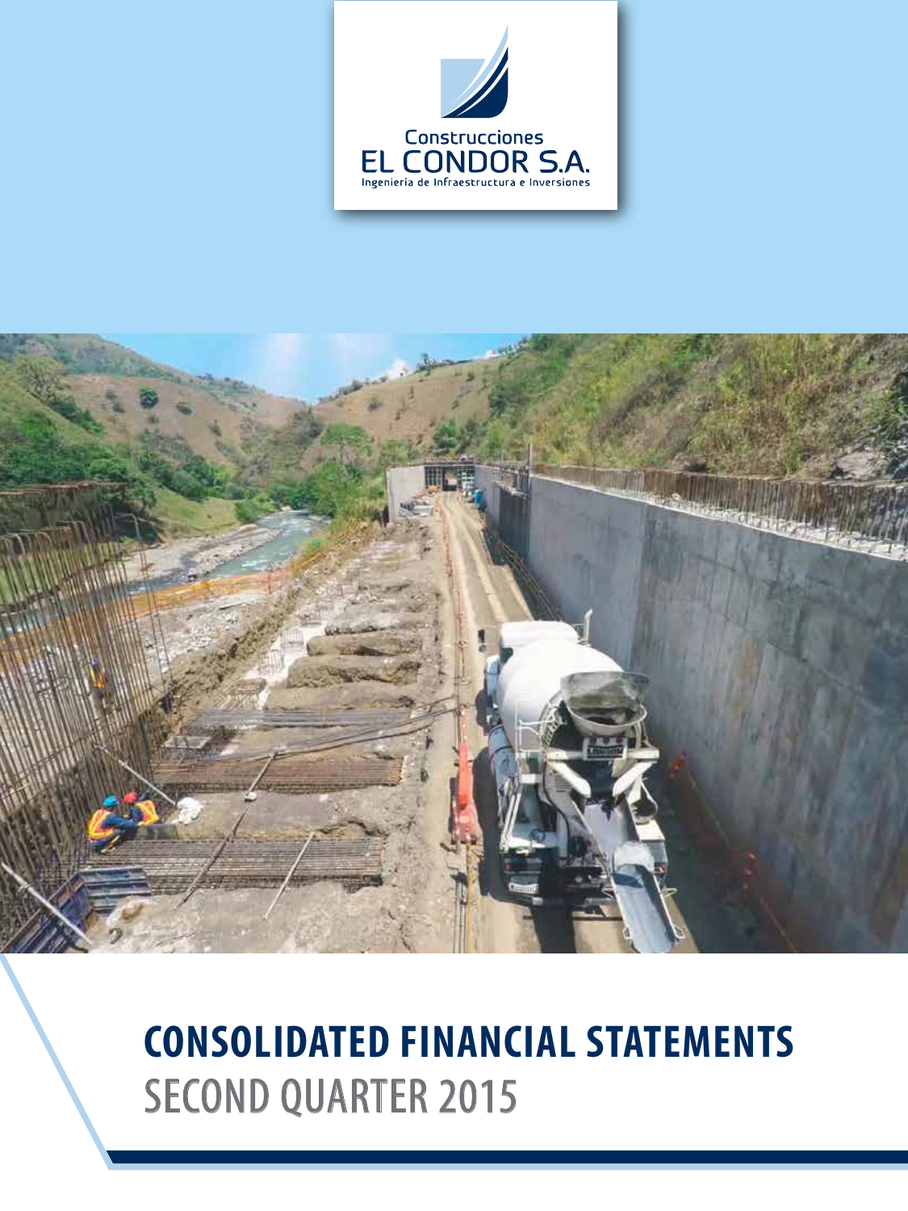Construcciones

EL CONDOR S.A.

Ingeniería de Infraestructura e Inversiones

# CONSOLIDATED FINANCIAL STATEMENTS

## SECOND QUARTER 2015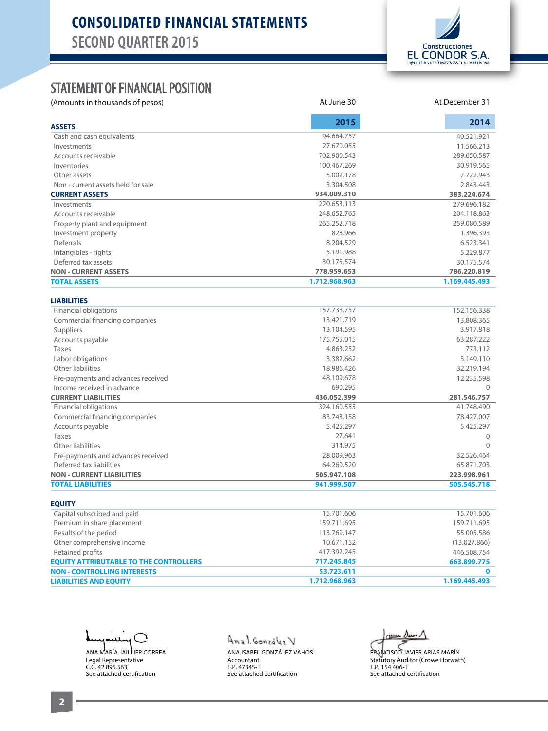# CONSOLIDATED FINANCIAL STATEMENTS
## SECOND QUARTER 2015

Construcciones EL CONDOR S.A.
Ingeniería de Infraestructura e Inversiones

## STATEMENT OF FINANCIAL POSITION

| (Amounts in thousands of pesos) | At June 30 | At December 31 |
|---|---|---|
| **ASSETS** | **2015** | **2014** |
| Cash and cash equivalents | 94.664.757 | 40.521.921 |
| Investments | 27.670.055 | 11.566.213 |
| Accounts receivable | 702.900.543 | 289.650.587 |
| Inventories | 100.467.269 | 30.919.565 |
| Other assets | 5.002.178 | 7.722.943 |
| Non - current assets held for sale | 3.304.508 | 2.843.443 |
| **CURRENT ASSETS** | **934.009.310** | **383.224.674** |
| Investments | 220.653.113 | 279.696.182 |
| Accounts receivable | 248.652.765 | 204.118.863 |
| Property plant and equipment | 265.252.718 | 259.080.589 |
| Investment property | 828.966 | 1.396.393 |
| Deferrals | 8.204.529 | 6.523.341 |
| Intangibles - rights | 5.191.988 | 5.229.877 |
| Deferred tax assets | 30.175.574 | 30.175.574 |
| **NON - CURRENT ASSETS** | **778.959.653** | **786.220.819** |
| **TOTAL ASSETS** | **1.712.968.963** | **1.169.445.493** |
| | | |
| **LIABILITIES** | | |
| Financial obligations | 157.738.757 | 152.156.338 |
| Commercial financing companies | 13.421.719 | 13.808.365 |
| Suppliers | 13.104.595 | 3.917.818 |
| Accounts payable | 175.755.015 | 63.287.222 |
| Taxes | 4.863.252 | 773.112 |
| Labor obligations | 3.382.662 | 3.149.110 |
| Other liabilities | 18.986.426 | 32.219.194 |
| Pre-payments and advances received | 48.109.678 | 12.235.598 |
| Income received in advance | 690.295 | 0 |
| **CURRENT LIABILITIES** | **436.052.399** | **281.546.757** |
| Financial obligations | 324.160.555 | 41.748.490 |
| Commercial financing companies | 83.748.158 | 78.427.007 |
| Accounts payable | 5.425.297 | 5.425.297 |
| Taxes | 27.641 | 0 |
| Other liabilities | 314.975 | 0 |
| Pre-payments and advances received | 28.009.963 | 32.526.464 |
| Deferred tax liabilities | 64.260.520 | 65.871.703 |
| **NON - CURRENT LIABILITIES** | **505.947.108** | **223.998.961** |
| **TOTAL LIABILITIES** | **941.999.507** | **505.545.718** |
| | | |
| **EQUITY** | | |
| Capital subscribed and paid | 15.701.606 | 15.701.606 |
| Premium in share placement | 159.711.695 | 159.711.695 |
| Results of the period | 113.769.147 | 55.005.586 |
| Other comprehensive income | 10.671.152 | (13.027.866) |
| Retained profits | 417.392.245 | 446.508.754 |
| **EQUITY ATTRIBUTABLE TO THE CONTROLLERS** | **717.245.845** | **663.899.775** |
| **NON - CONTROLLING INTERESTS** | **53.723.611** | **0** |
| **LIABILITIES AND EQUITY** | **1.712.968.963** | **1.169.445.493** |

ANA MARÍA JAILLIER CORREA
Legal Representative
C.C. 42.895.563
See attached certification

ANA ISABEL GONZÁLEZ VAHOS
Accountant
T.P. 47345-T
See attached certification

FRANCISCO JAVIER ARIAS MARÍN
Statutory Auditor (Crowe Horwath)
T.P. 154.406-T
See attached certification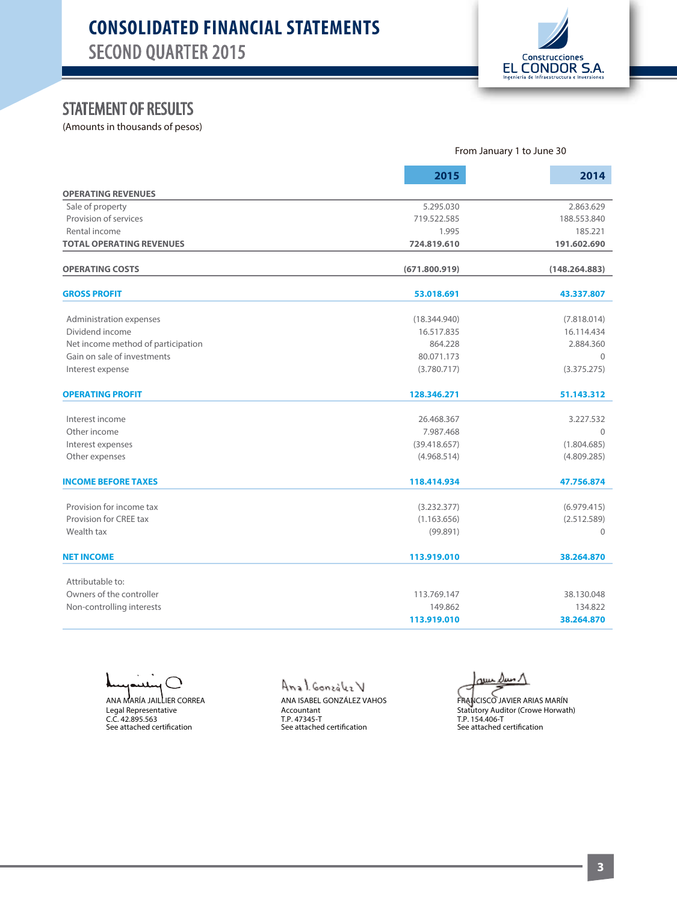# CONSOLIDATED FINANCIAL STATEMENTS
## SECOND QUARTER 2015

Construcciones
EL CONDOR S.A.
Ingeniería de Infraestructura e Inversiones

## STATEMENT OF RESULTS

(Amounts in thousands of pesos)

| | From January 1 to June 30 | |
|---|---|---|
| | **2015** | **2014** |
| **OPERATING REVENUES** | | |
| Sale of property | 5.295.030 | 2.863.629 |
| Provision of services | 719.522.585 | 188.553.840 |
| Rental income | 1.995 | 185.221 |
| **TOTAL OPERATING REVENUES** | **724.819.610** | **191.602.690** |
| **OPERATING COSTS** | **(671.800.919)** | **(148.264.883)** |
| **GROSS PROFIT** | **53.018.691** | **43.337.807** |
| Administration expenses | (18.344.940) | (7.818.014) |
| Dividend income | 16.517.835 | 16.114.434 |
| Net income method of participation | 864.228 | 2.884.360 |
| Gain on sale of investments | 80.071.173 | 0 |
| Interest expense | (3.780.717) | (3.375.275) |
| **OPERATING PROFIT** | **128.346.271** | **51.143.312** |
| Interest income | 26.468.367 | 3.227.532 |
| Other income | 7.987.468 | 0 |
| Interest expenses | (39.418.657) | (1.804.685) |
| Other expenses | (4.968.514) | (4.809.285) |
| **INCOME BEFORE TAXES** | **118.414.934** | **47.756.874** |
| Provision for income tax | (3.232.377) | (6.979.415) |
| Provision for CREE tax | (1.163.656) | (2.512.589) |
| Wealth tax | (99.891) | 0 |
| **NET INCOME** | **113.919.010** | **38.264.870** |
| Attributable to: | | |
| Owners of the controller | 113.769.147 | 38.130.048 |
| Non-controlling interests | 149.862 | 134.822 |
| | **113.919.010** | **38.264.870** |

ANA MARÍA JAILLIER CORREA
Legal Representative
C.C. 42.895.563
See attached certification

ANA ISABEL GONZÁLEZ VAHOS
Accountant
T.P. 47345-T
See attached certification

FRANCISCO JAVIER ARIAS MARÍN
Statutory Auditor (Crowe Horwath)
T.P. 154.406-T
See attached certification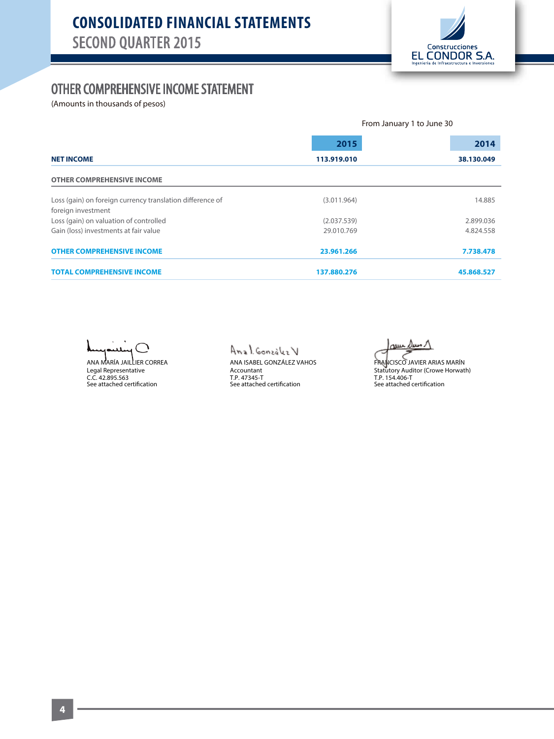# CONSOLIDATED FINANCIAL STATEMENTS
## SECOND QUARTER 2015

## OTHER COMPREHENSIVE INCOME STATEMENT

(Amounts in thousands of pesos)

| | From January 1 to June 30 | |
|---|---|---|
| | **2015** | **2014** |
| **NET INCOME** | **113.919.010** | **38.130.049** |
| **OTHER COMPREHENSIVE INCOME** | | |
| Loss (gain) on foreign currency translation difference of foreign investment | (3.011.964) | 14.885 |
| Loss (gain) on valuation of controlled | (2.037.539) | 2.899.036 |
| Gain (loss) investments at fair value | 29.010.769 | 4.824.558 |
| **OTHER COMPREHENSIVE INCOME** | **23.961.266** | **7.738.478** |
| **TOTAL COMPREHENSIVE INCOME** | **137.880.276** | **45.868.527** |

ANA MARÍA JAILLIER CORREA
Legal Representative
C.C. 42.895.563
See attached certification

ANA ISABEL GONZÁLEZ VAHOS
Accountant
T.P. 47345-T
See attached certification

FRANCISCO JAVIER ARIAS MARÍN
Statutory Auditor (Crowe Horwath)
T.P. 154.406-T
See attached certification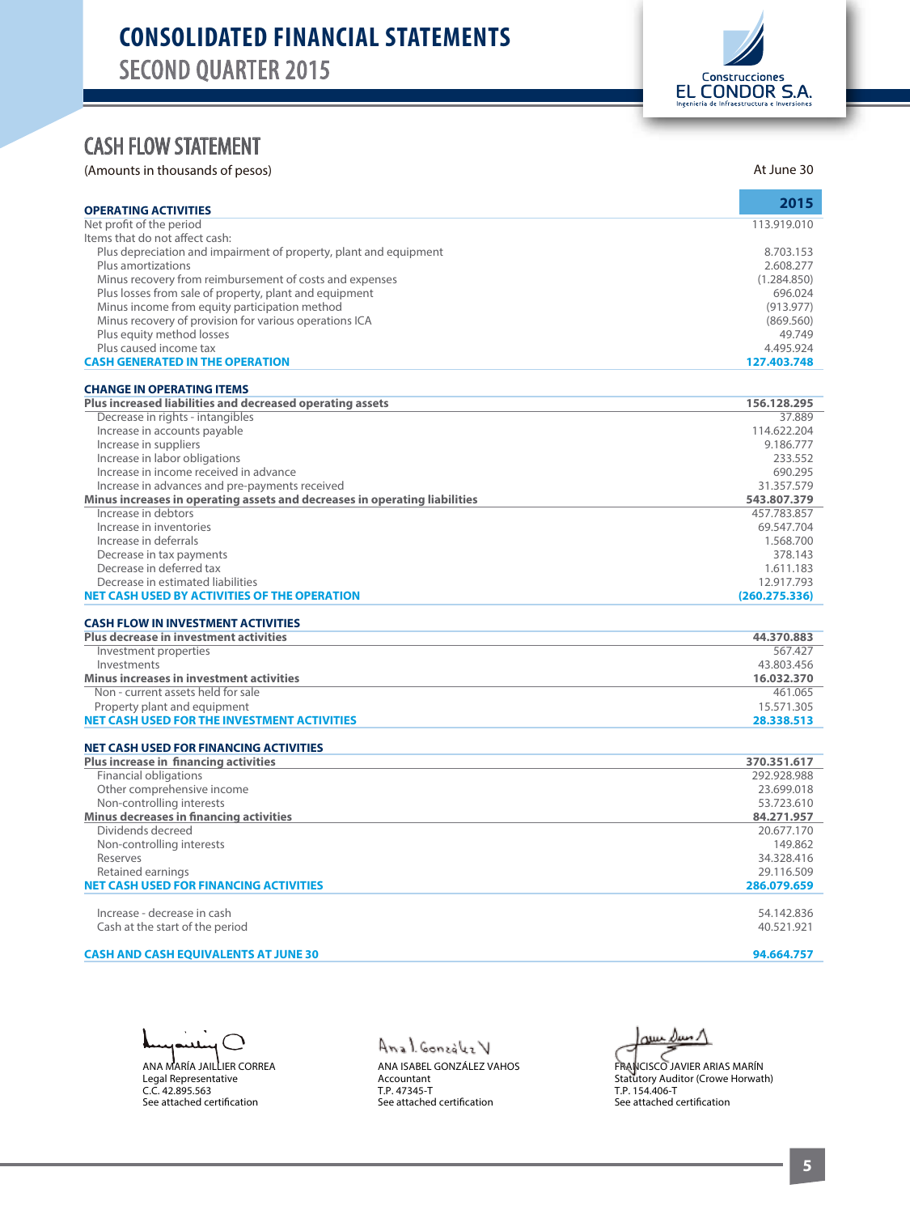# CONSOLIDATED FINANCIAL STATEMENTS
## SECOND QUARTER 2015

Construcciones EL CONDOR S.A. Ingeniería de Infraestructura e Inversiones

## CASH FLOW STATEMENT

(Amounts in thousands of pesos) At June 30

| | 2015 |
|---|---|
| **OPERATING ACTIVITIES** | |
| Net profit of the period | 113.919.010 |
| Items that do not affect cash: | |
| Plus depreciation and impairment of property, plant and equipment | 8.703.153 |
| Plus amortizations | 2.608.277 |
| Minus recovery from reimbursement of costs and expenses | (1.284.850) |
| Plus losses from sale of property, plant and equipment | 696.024 |
| Minus income from equity participation method | (913.977) |
| Minus recovery of provision for various operations ICA | (869.560) |
| Plus equity method losses | 49.749 |
| Plus caused income tax | 4.495.924 |
| **CASH GENERATED IN THE OPERATION** | **127.403.748** |
| **CHANGE IN OPERATING ITEMS** | |
| **Plus increased liabilities and decreased operating assets** | **156.128.295** |
| Decrease in rights - intangibles | 37.889 |
| Increase in accounts payable | 114.622.204 |
| Increase in suppliers | 9.186.777 |
| Increase in labor obligations | 233.552 |
| Increase in income received in advance | 690.295 |
| Increase in advances and pre-payments received | 31.357.579 |
| **Minus increases in operating assets and decreases in operating liabilities** | **543.807.379** |
| Increase in debtors | 457.783.857 |
| Increase in inventories | 69.547.704 |
| Increase in deferrals | 1.568.700 |
| Decrease in tax payments | 378.143 |
| Decrease in deferred tax | 1.611.183 |
| Decrease in estimated liabilities | 12.917.793 |
| **NET CASH USED BY ACTIVITIES OF THE OPERATION** | **(260.275.336)** |
| **CASH FLOW IN INVESTMENT ACTIVITIES** | |
| **Plus decrease in investment activities** | **44.370.883** |
| Investment properties | 567.427 |
| Investments | 43.803.456 |
| **Minus increases in investment activities** | **16.032.370** |
| Non - current assets held for sale | 461.065 |
| Property plant and equipment | 15.571.305 |
| **NET CASH USED FOR THE INVESTMENT ACTIVITIES** | **28.338.513** |
| **NET CASH USED FOR FINANCING ACTIVITIES** | |
| **Plus increase in financing activities** | **370.351.617** |
| Financial obligations | 292.928.988 |
| Other comprehensive income | 23.699.018 |
| Non-controlling interests | 53.723.610 |
| **Minus decreases in financing activities** | **84.271.957** |
| Dividends decreed | 20.677.170 |
| Non-controlling interests | 149.862 |
| Reserves | 34.328.416 |
| Retained earnings | 29.116.509 |
| **NET CASH USED FOR FINANCING ACTIVITIES** | **286.079.659** |
| Increase - decrease in cash | 54.142.836 |
| Cash at the start of the period | 40.521.921 |
| **CASH AND CASH EQUIVALENTS AT JUNE 30** | **94.664.757** |

ANA MARÍA JAILLIER CORREA
Legal Representative
C.C. 42.895.563
See attached certification

ANA ISABEL GONZÁLEZ VAHOS
Accountant
T.P. 47345-T
See attached certification

FRANCISCO JAVIER ARIAS MARÍN
Statutory Auditor (Crowe Horwath)
T.P. 154.406-T
See attached certification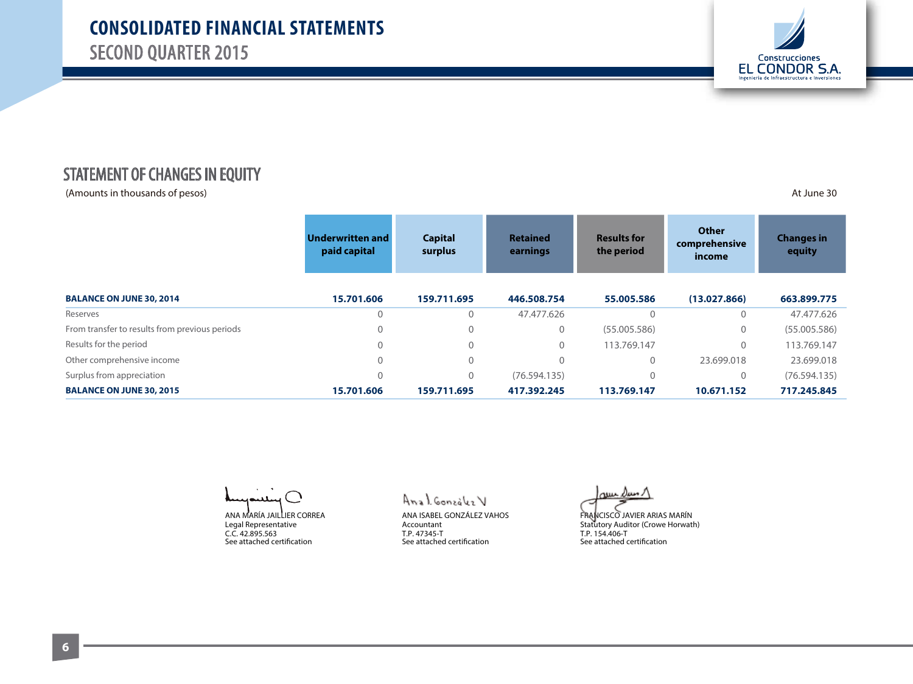# CONSOLIDATED FINANCIAL STATEMENTS
## SECOND QUARTER 2015

## STATEMENT OF CHANGES IN EQUITY

(Amounts in thousands of pesos)

At June 30

| | Underwritten and paid capital | Capital surplus | Retained earnings | Results for the period | Other comprehensive income | Changes in equity |
|---|---|---|---|---|---|---|
| **BALANCE ON JUNE 30, 2014** | **15.701.606** | **159.711.695** | **446.508.754** | **55.005.586** | **(13.027.866)** | **663.899.775** |
| Reserves | 0 | 0 | 47.477.626 | 0 | 0 | 47.477.626 |
| From transfer to results from previous periods | 0 | 0 | 0 | (55.005.586) | 0 | (55.005.586) |
| Results for the period | 0 | 0 | 0 | 113.769.147 | 0 | 113.769.147 |
| Other comprehensive income | 0 | 0 | 0 | 0 | 23.699.018 | 23.699.018 |
| Surplus from appreciation | 0 | 0 | (76.594.135) | 0 | 0 | (76.594.135) |
| **BALANCE ON JUNE 30, 2015** | **15.701.606** | **159.711.695** | **417.392.245** | **113.769.147** | **10.671.152** | **717.245.845** |

ANA MARÍA JAILLIER CORREA
Legal Representative
C.C. 42.895.563
See attached certification

ANA ISABEL GONZÁLEZ VAHOS
Accountant
T.P. 47345-T
See attached certification

FRANCISCO JAVIER ARIAS MARÍN
Statutory Auditor (Crowe Horwath)
T.P. 154.406-T
See attached certification